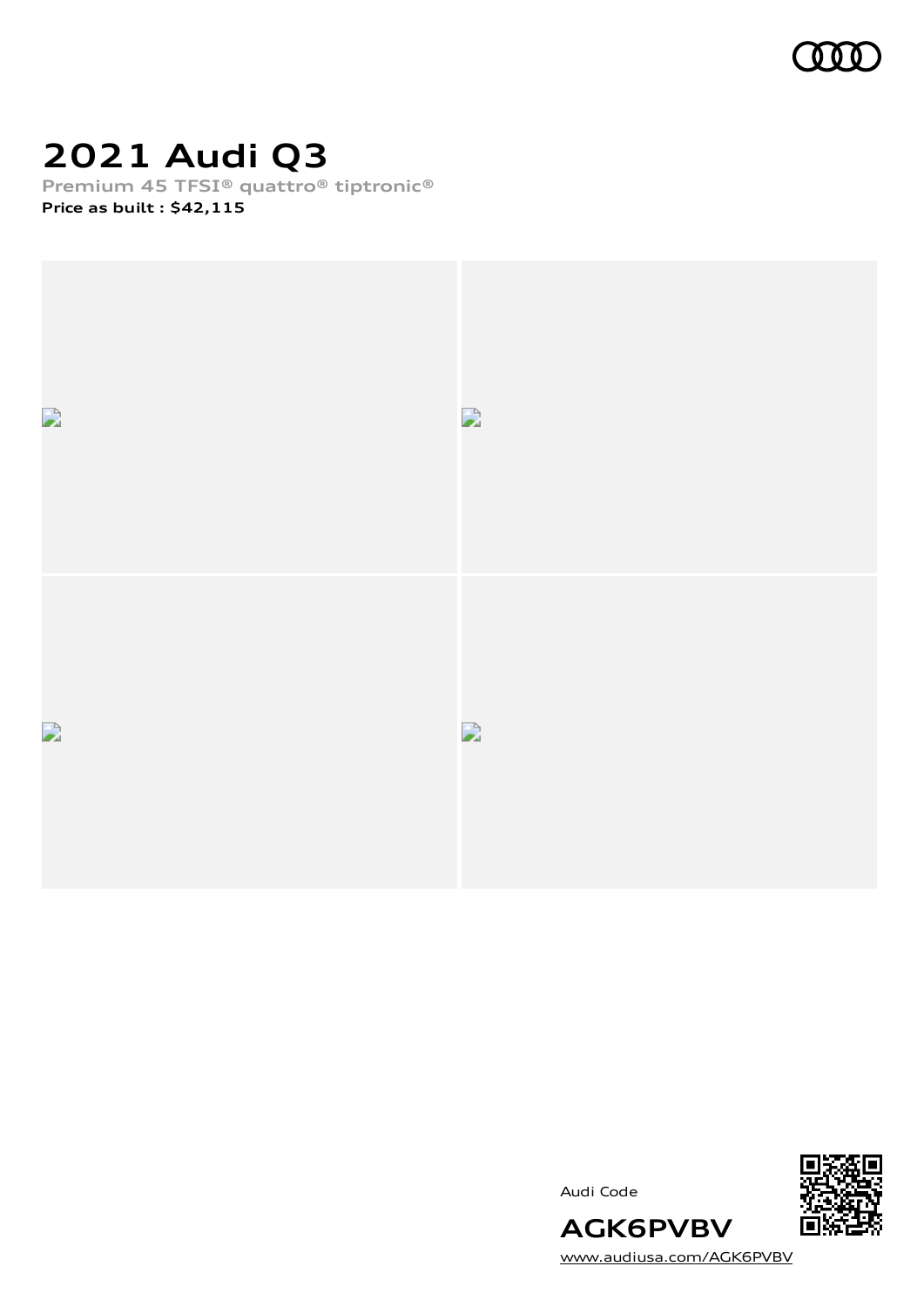# 2021 Audi Q3

**Premium 45 TFSI® quattro® tiptronic®**

**Price as built : $42,115**

Audi Code

**AGK6PVBV**

www.audiusa.com/AGK6PVBV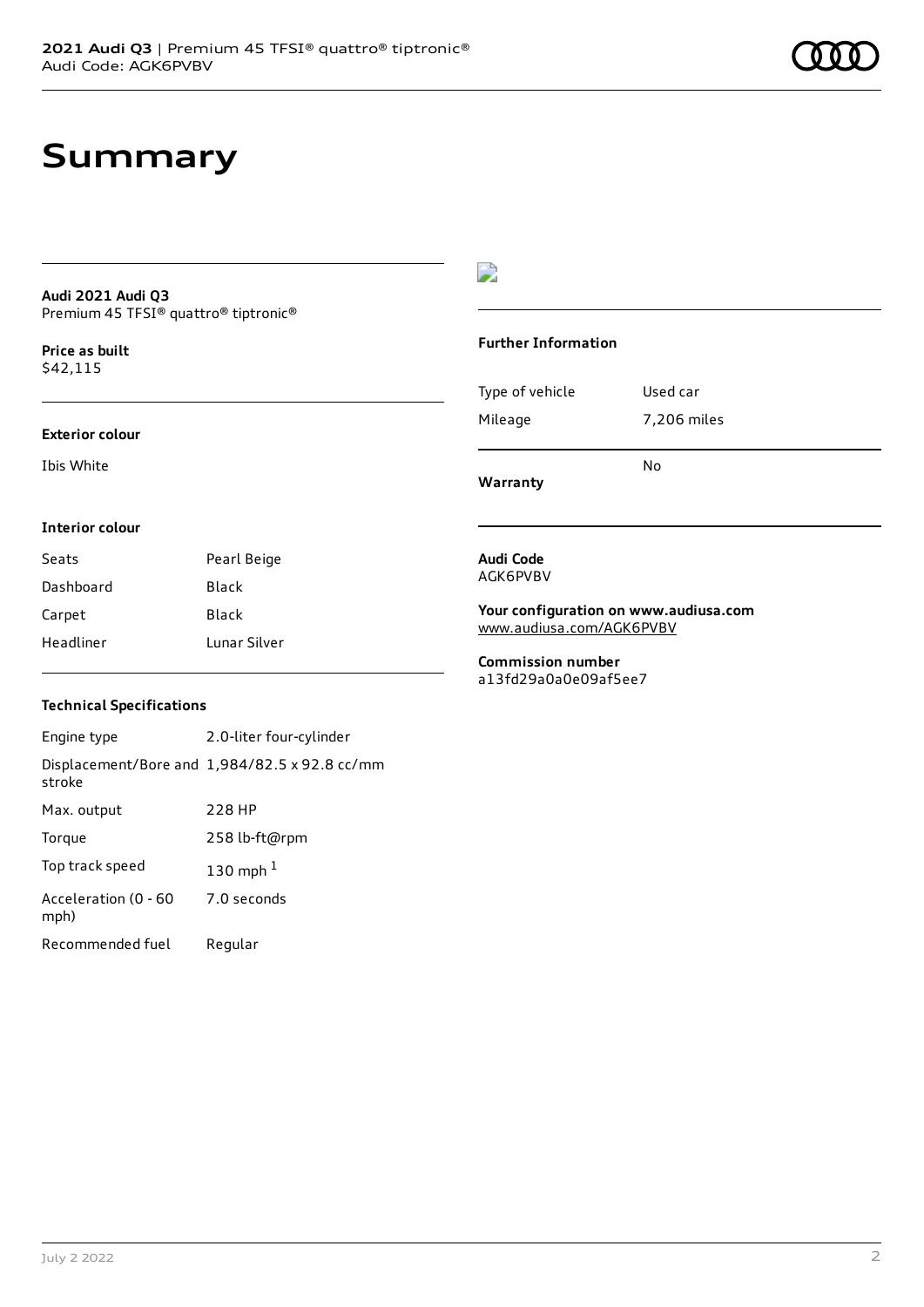# Summary

**Audi 2021 Audi Q3**
Premium 45 TFSI® quattro® tiptronic®

**Price as built**
$42,115

### Exterior colour

Ibis White

### Interior colour

| Seats | Pearl Beige |
| --- | --- |
| Dashboard | Black |
| Carpet | Black |
| Headliner | Lunar Silver |

### Technical Specifications

| Engine type | 2.0-liter four-cylinder |
| --- | --- |
| Displacement/Bore and stroke | 1,984/82.5 x 92.8 cc/mm |
| Max. output | 228 HP |
| Torque | 258 lb-ft@rpm |
| Top track speed | 130 mph [1] |
| Acceleration (0 - 60 mph) | 7.0 seconds |
| Recommended fuel | Regular |

### Further Information

| Type of vehicle | Used car |
| --- | --- |
| Mileage | 7,206 miles |
| **Warranty** | No |

**Audi Code**
AGK6PVBV

**Your configuration on www.audiusa.com**
www.audiusa.com/AGK6PVBV

**Commission number**
a13fd29a0a0e09af5ee7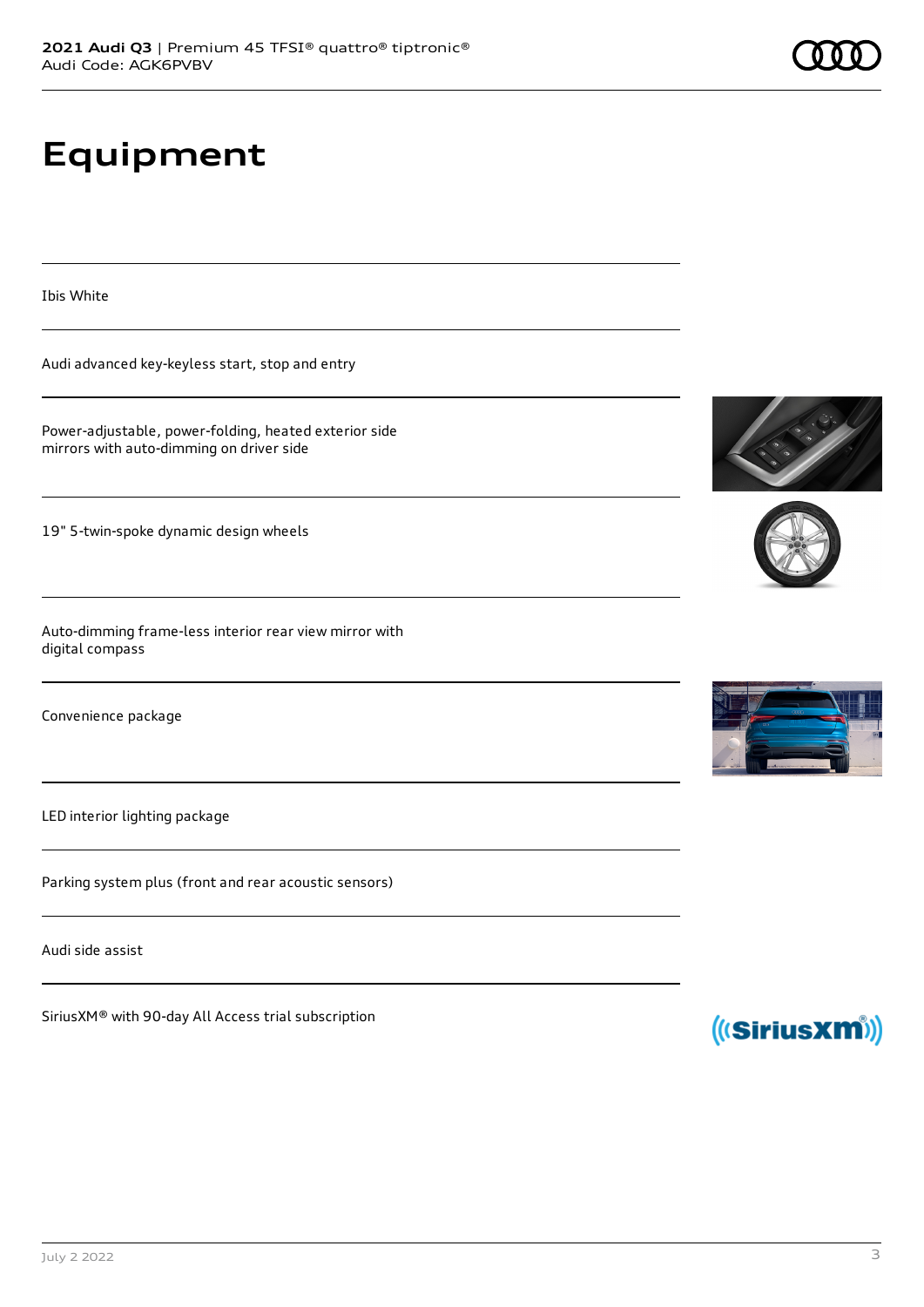# Equipment

Ibis White

Audi advanced key-keyless start, stop and entry

Power-adjustable, power-folding, heated exterior side mirrors with auto-dimming on driver side

19" 5-twin-spoke dynamic design wheels

Auto-dimming frame-less interior rear view mirror with digital compass

Convenience package

LED interior lighting package

Parking system plus (front and rear acoustic sensors)

Audi side assist

SiriusXM® with 90-day All Access trial subscription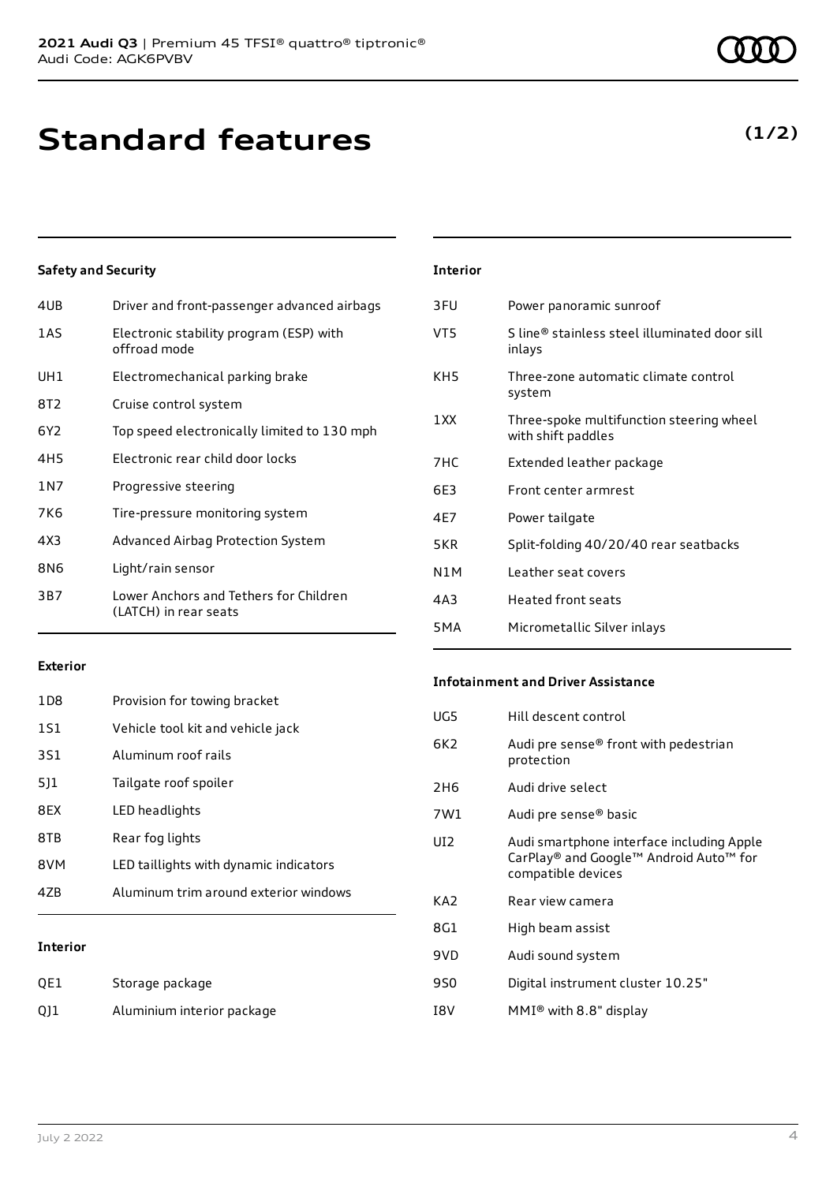# Standard features

**(1/2)**

### Safety and Security

| | |
|---|---|
| 4UB | Driver and front-passenger advanced airbags |
| 1AS | Electronic stability program (ESP) with offroad mode |
| UH1 | Electromechanical parking brake |
| 8T2 | Cruise control system |
| 6Y2 | Top speed electronically limited to 130 mph |
| 4H5 | Electronic rear child door locks |
| 1N7 | Progressive steering |
| 7K6 | Tire-pressure monitoring system |
| 4X3 | Advanced Airbag Protection System |
| 8N6 | Light/rain sensor |
| 3B7 | Lower Anchors and Tethers for Children (LATCH) in rear seats |

### Exterior

| | |
|---|---|
| 1D8 | Provision for towing bracket |
| 1S1 | Vehicle tool kit and vehicle jack |
| 3S1 | Aluminum roof rails |
| 5J1 | Tailgate roof spoiler |
| 8EX | LED headlights |
| 8TB | Rear fog lights |
| 8VM | LED taillights with dynamic indicators |
| 4ZB | Aluminum trim around exterior windows |

### Interior

| | |
|---|---|
| QE1 | Storage package |
| QJ1 | Aluminium interior package |
| 3FU | Power panoramic sunroof |
| VT5 | S line® stainless steel illuminated door sill inlays |
| KH5 | Three-zone automatic climate control system |
| 1XX | Three-spoke multifunction steering wheel with shift paddles |
| 7HC | Extended leather package |
| 6E3 | Front center armrest |
| 4E7 | Power tailgate |
| 5KR | Split-folding 40/20/40 rear seatbacks |
| N1M | Leather seat covers |
| 4A3 | Heated front seats |
| 5MA | Micrometallic Silver inlays |

### Infotainment and Driver Assistance

| | |
|---|---|
| UG5 | Hill descent control |
| 6K2 | Audi pre sense® front with pedestrian protection |
| 2H6 | Audi drive select |
| 7W1 | Audi pre sense® basic |
| UI2 | Audi smartphone interface including Apple CarPlay® and Google™ Android Auto™ for compatible devices |
| KA2 | Rear view camera |
| 8G1 | High beam assist |
| 9VD | Audi sound system |
| 9S0 | Digital instrument cluster 10.25" |
| I8V | MMI® with 8.8" display |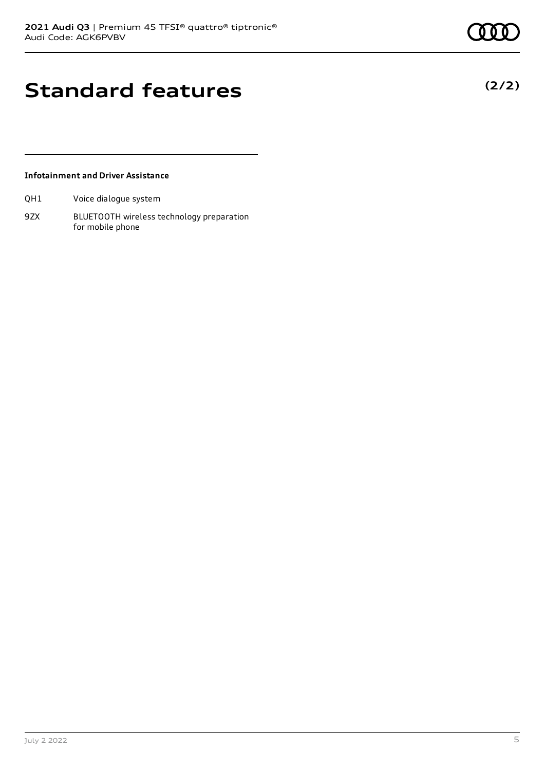# Standard features

**(2/2)**

### Infotainment and Driver Assistance

| | |
|---|---|
| QH1 | Voice dialogue system |
| 9ZX | BLUETOOTH wireless technology preparation for mobile phone |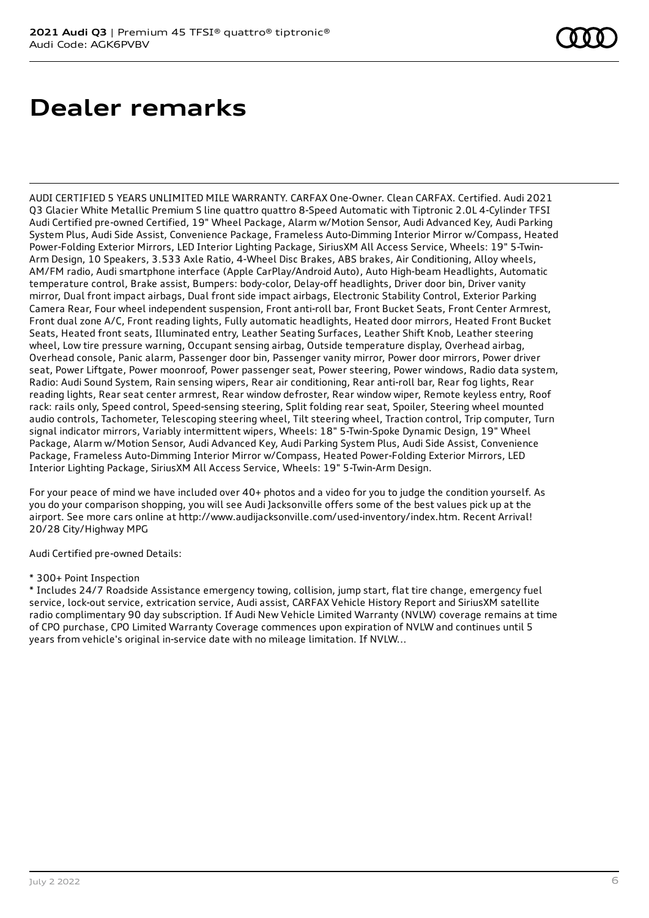# Dealer remarks

AUDI CERTIFIED 5 YEARS UNLIMITED MILE WARRANTY. CARFAX One-Owner. Clean CARFAX. Certified. Audi 2021 Q3 Glacier White Metallic Premium S line quattro quattro 8-Speed Automatic with Tiptronic 2.0L 4-Cylinder TFSI Audi Certified pre-owned Certified, 19" Wheel Package, Alarm w/Motion Sensor, Audi Advanced Key, Audi Parking System Plus, Audi Side Assist, Convenience Package, Frameless Auto-Dimming Interior Mirror w/Compass, Heated Power-Folding Exterior Mirrors, LED Interior Lighting Package, SiriusXM All Access Service, Wheels: 19" 5-Twin-Arm Design, 10 Speakers, 3.533 Axle Ratio, 4-Wheel Disc Brakes, ABS brakes, Air Conditioning, Alloy wheels, AM/FM radio, Audi smartphone interface (Apple CarPlay/Android Auto), Auto High-beam Headlights, Automatic temperature control, Brake assist, Bumpers: body-color, Delay-off headlights, Driver door bin, Driver vanity mirror, Dual front impact airbags, Dual front side impact airbags, Electronic Stability Control, Exterior Parking Camera Rear, Four wheel independent suspension, Front anti-roll bar, Front Bucket Seats, Front Center Armrest, Front dual zone A/C, Front reading lights, Fully automatic headlights, Heated door mirrors, Heated Front Bucket Seats, Heated front seats, Illuminated entry, Leather Seating Surfaces, Leather Shift Knob, Leather steering wheel, Low tire pressure warning, Occupant sensing airbag, Outside temperature display, Overhead airbag, Overhead console, Panic alarm, Passenger door bin, Passenger vanity mirror, Power door mirrors, Power driver seat, Power Liftgate, Power moonroof, Power passenger seat, Power steering, Power windows, Radio data system, Radio: Audi Sound System, Rain sensing wipers, Rear air conditioning, Rear anti-roll bar, Rear fog lights, Rear reading lights, Rear seat center armrest, Rear window defroster, Rear window wiper, Remote keyless entry, Roof rack: rails only, Speed control, Speed-sensing steering, Split folding rear seat, Spoiler, Steering wheel mounted audio controls, Tachometer, Telescoping steering wheel, Tilt steering wheel, Traction control, Trip computer, Turn signal indicator mirrors, Variably intermittent wipers, Wheels: 18" 5-Twin-Spoke Dynamic Design, 19" Wheel Package, Alarm w/Motion Sensor, Audi Advanced Key, Audi Parking System Plus, Audi Side Assist, Convenience Package, Frameless Auto-Dimming Interior Mirror w/Compass, Heated Power-Folding Exterior Mirrors, LED Interior Lighting Package, SiriusXM All Access Service, Wheels: 19" 5-Twin-Arm Design.

For your peace of mind we have included over 40+ photos and a video for you to judge the condition yourself. As you do your comparison shopping, you will see Audi Jacksonville offers some of the best values pick up at the airport. See more cars online at http://www.audijacksonville.com/used-inventory/index.htm. Recent Arrival! 20/28 City/Highway MPG

Audi Certified pre-owned Details:

* 300+ Point Inspection
* Includes 24/7 Roadside Assistance emergency towing, collision, jump start, flat tire change, emergency fuel service, lock-out service, extrication service, Audi assist, CARFAX Vehicle History Report and SiriusXM satellite radio complimentary 90 day subscription. If Audi New Vehicle Limited Warranty (NVLW) coverage remains at time of CPO purchase, CPO Limited Warranty Coverage commences upon expiration of NVLW and continues until 5 years from vehicle's original in-service date with no mileage limitation. If NVLW...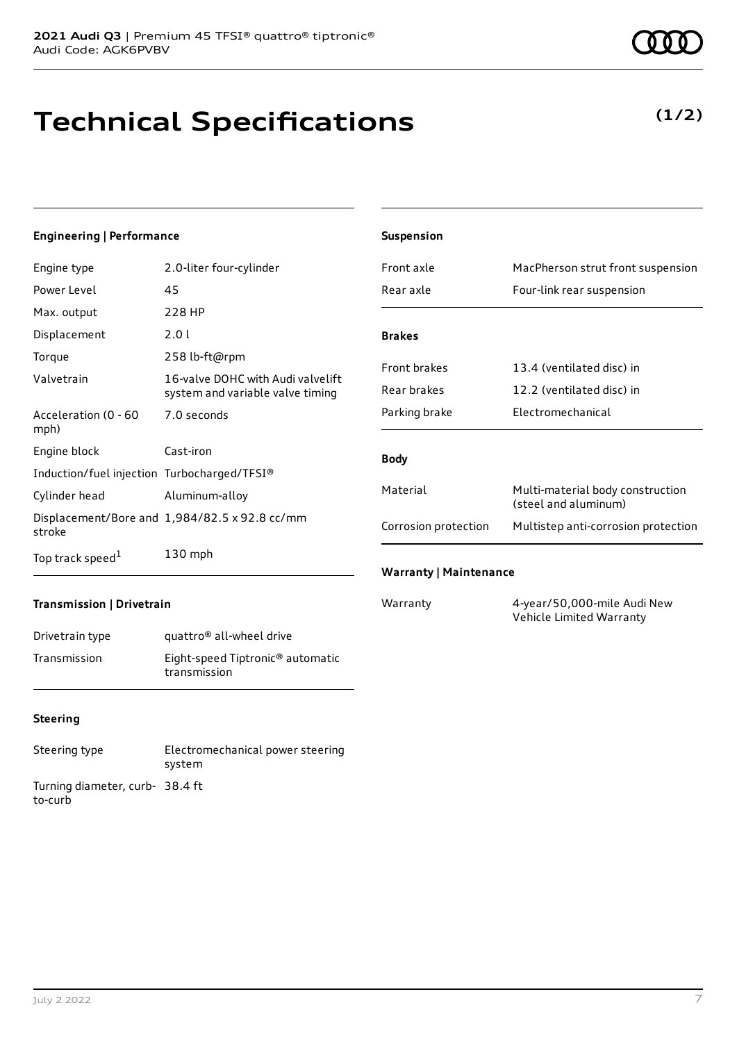# Technical Specifications

**(1/2)**

### Engineering | Performance

| | |
|---|---|
| Engine type | 2.0-liter four-cylinder |
| Power Level | 45 |
| Max. output | 228 HP |
| Displacement | 2.0 l |
| Torque | 258 lb-ft@rpm |
| Valvetrain | 16-valve DOHC with Audi valvelift system and variable valve timing |
| Acceleration (0 - 60 mph) | 7.0 seconds |
| Engine block | Cast-iron |
| Induction/fuel injection | Turbocharged/TFSI® |
| Cylinder head | Aluminum-alloy |
| Displacement/Bore and stroke | 1,984/82.5 x 92.8 cc/mm |
| Top track speed[1] | 130 mph |

### Transmission | Drivetrain

| | |
|---|---|
| Drivetrain type | quattro® all-wheel drive |
| Transmission | Eight-speed Tiptronic® automatic transmission |

### Steering

| | |
|---|---|
| Steering type | Electromechanical power steering system |
| Turning diameter, curb-to-curb | 38.4 ft |

### Suspension

| | |
|---|---|
| Front axle | MacPherson strut front suspension |
| Rear axle | Four-link rear suspension |

### Brakes

| | |
|---|---|
| Front brakes | 13.4 (ventilated disc) in |
| Rear brakes | 12.2 (ventilated disc) in |
| Parking brake | Electromechanical |

### Body

| | |
|---|---|
| Material | Multi-material body construction (steel and aluminum) |
| Corrosion protection | Multistep anti-corrosion protection |

### Warranty | Maintenance

| | |
|---|---|
| Warranty | 4-year/50,000-mile Audi New Vehicle Limited Warranty |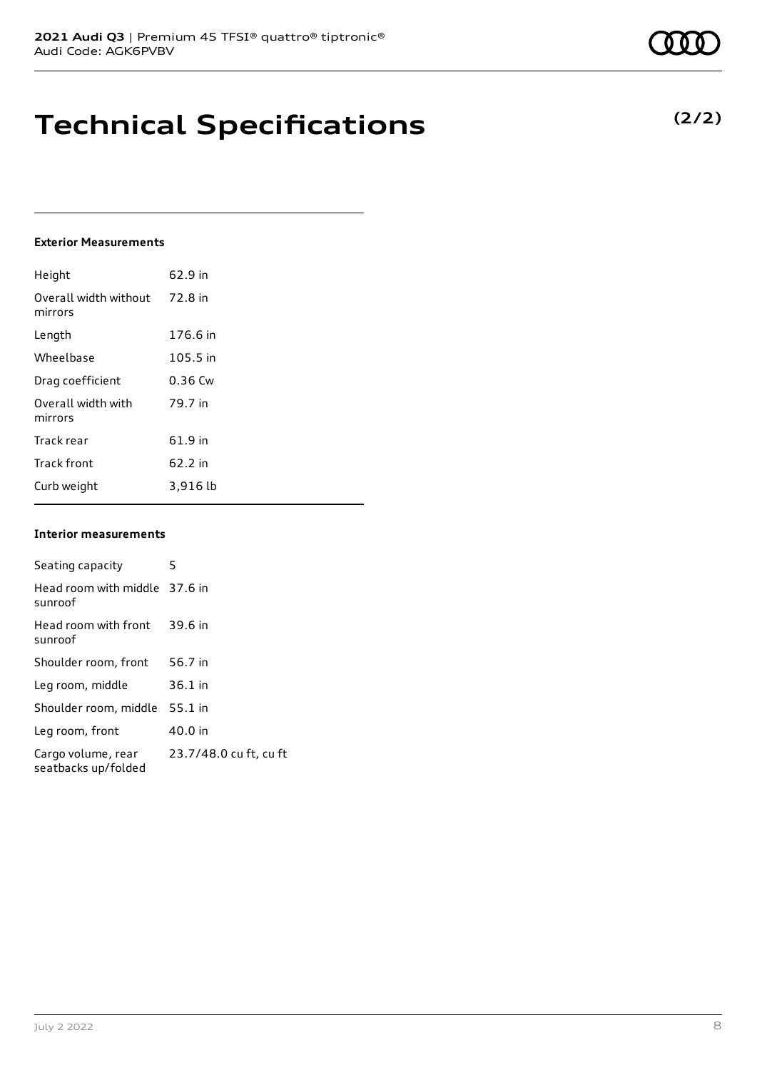# Technical Specifications

**(2/2)**

### Exterior Measurements

| | |
|---|---|
| Height | 62.9 in |
| Overall width without mirrors | 72.8 in |
| Length | 176.6 in |
| Wheelbase | 105.5 in |
| Drag coefficient | 0.36 Cw |
| Overall width with mirrors | 79.7 in |
| Track rear | 61.9 in |
| Track front | 62.2 in |
| Curb weight | 3,916 lb |

### Interior measurements

| | |
|---|---|
| Seating capacity | 5 |
| Head room with middle sunroof | 37.6 in |
| Head room with front sunroof | 39.6 in |
| Shoulder room, front | 56.7 in |
| Leg room, middle | 36.1 in |
| Shoulder room, middle | 55.1 in |
| Leg room, front | 40.0 in |
| Cargo volume, rear seatbacks up/folded | 23.7/48.0 cu ft, cu ft |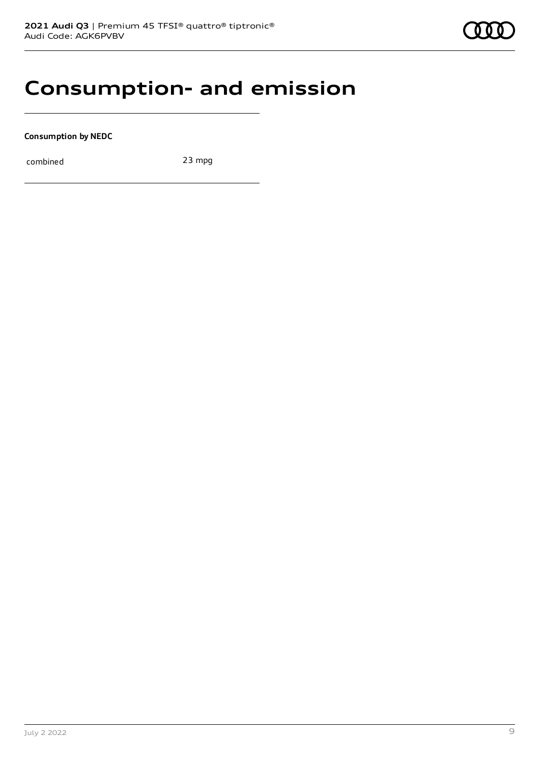# Consumption- and emission

**Consumption by NEDC**

| | |
|---|---|
| combined | 23 mpg |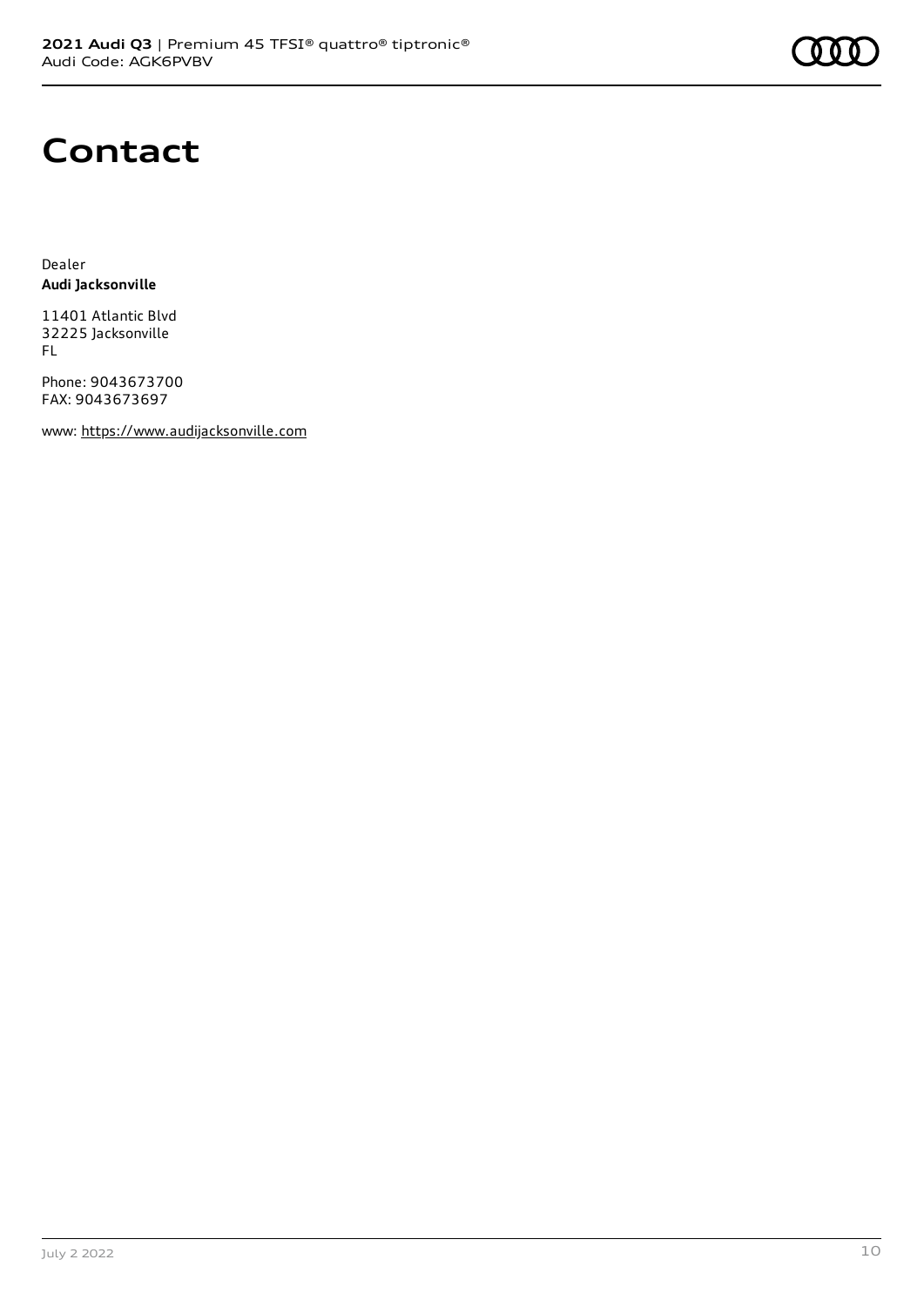# Contact

Dealer
**Audi Jacksonville**

11401 Atlantic Blvd
32225 Jacksonville
FL

Phone: 9043673700
FAX: 9043673697

www: https://www.audijacksonville.com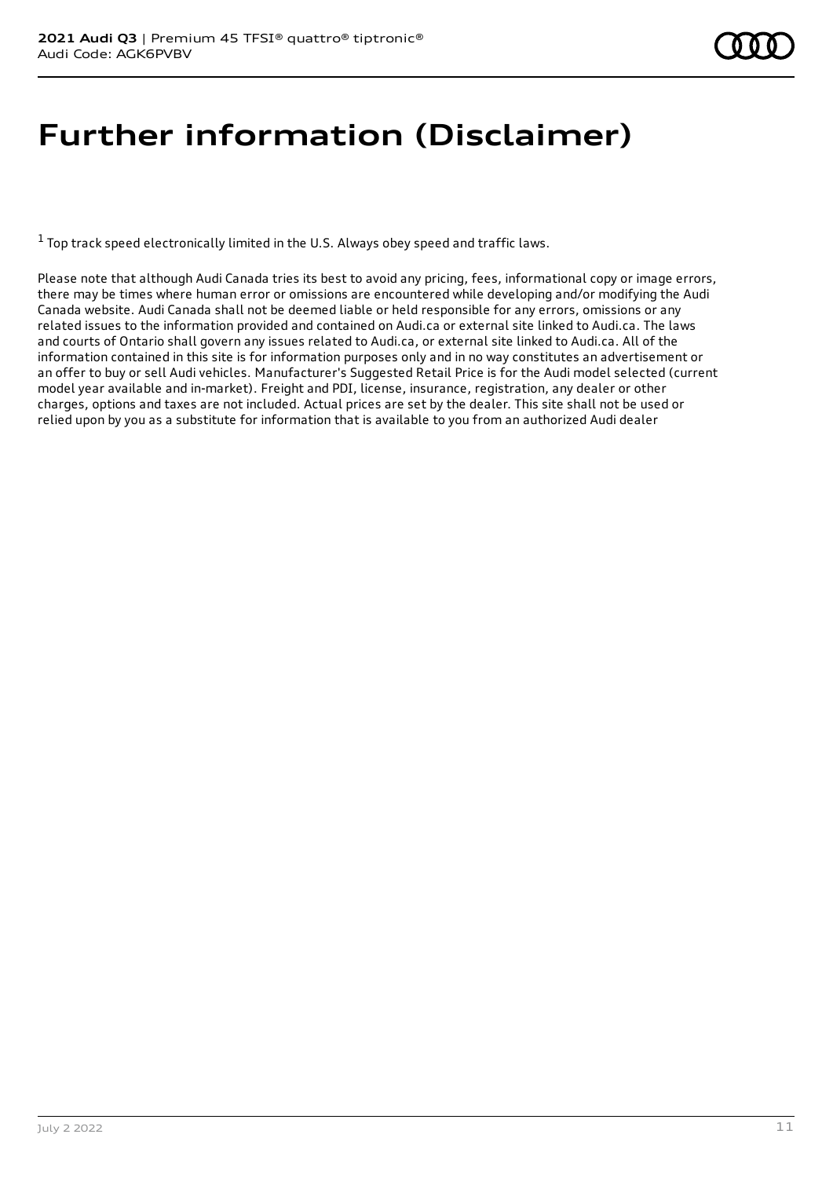# Further information (Disclaimer)

[1] Top track speed electronically limited in the U.S. Always obey speed and traffic laws.

Please note that although Audi Canada tries its best to avoid any pricing, fees, informational copy or image errors, there may be times where human error or omissions are encountered while developing and/or modifying the Audi Canada website. Audi Canada shall not be deemed liable or held responsible for any errors, omissions or any related issues to the information provided and contained on Audi.ca or external site linked to Audi.ca. The laws and courts of Ontario shall govern any issues related to Audi.ca, or external site linked to Audi.ca. All of the information contained in this site is for information purposes only and in no way constitutes an advertisement or an offer to buy or sell Audi vehicles. Manufacturer's Suggested Retail Price is for the Audi model selected (current model year available and in-market). Freight and PDI, license, insurance, registration, any dealer or other charges, options and taxes are not included. Actual prices are set by the dealer. This site shall not be used or relied upon by you as a substitute for information that is available to you from an authorized Audi dealer